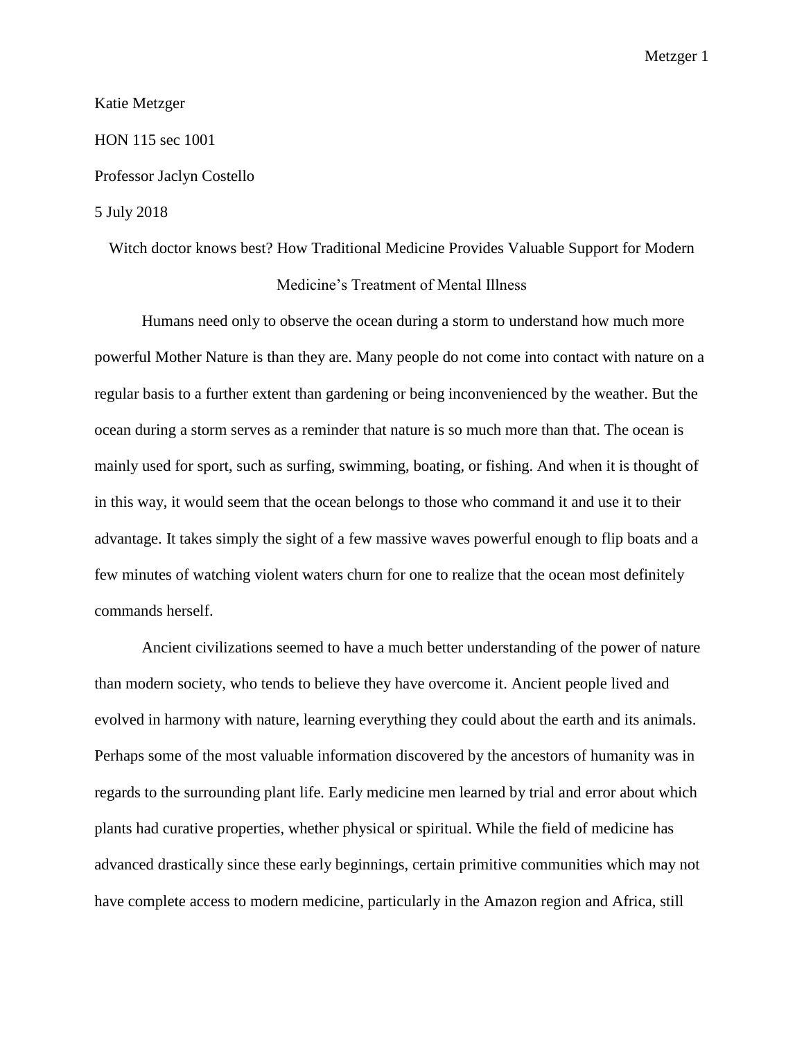Katie Metzger

HON 115 sec 1001

Professor Jaclyn Costello

5 July 2018

# Witch doctor knows best? How Traditional Medicine Provides Valuable Support for Modern Medicine's Treatment of Mental Illness

Humans need only to observe the ocean during a storm to understand how much more powerful Mother Nature is than they are. Many people do not come into contact with nature on a regular basis to a further extent than gardening or being inconvenienced by the weather. But the ocean during a storm serves as a reminder that nature is so much more than that. The ocean is mainly used for sport, such as surfing, swimming, boating, or fishing. And when it is thought of in this way, it would seem that the ocean belongs to those who command it and use it to their advantage. It takes simply the sight of a few massive waves powerful enough to flip boats and a few minutes of watching violent waters churn for one to realize that the ocean most definitely commands herself.

Ancient civilizations seemed to have a much better understanding of the power of nature than modern society, who tends to believe they have overcome it. Ancient people lived and evolved in harmony with nature, learning everything they could about the earth and its animals. Perhaps some of the most valuable information discovered by the ancestors of humanity was in regards to the surrounding plant life. Early medicine men learned by trial and error about which plants had curative properties, whether physical or spiritual. While the field of medicine has advanced drastically since these early beginnings, certain primitive communities which may not have complete access to modern medicine, particularly in the Amazon region and Africa, still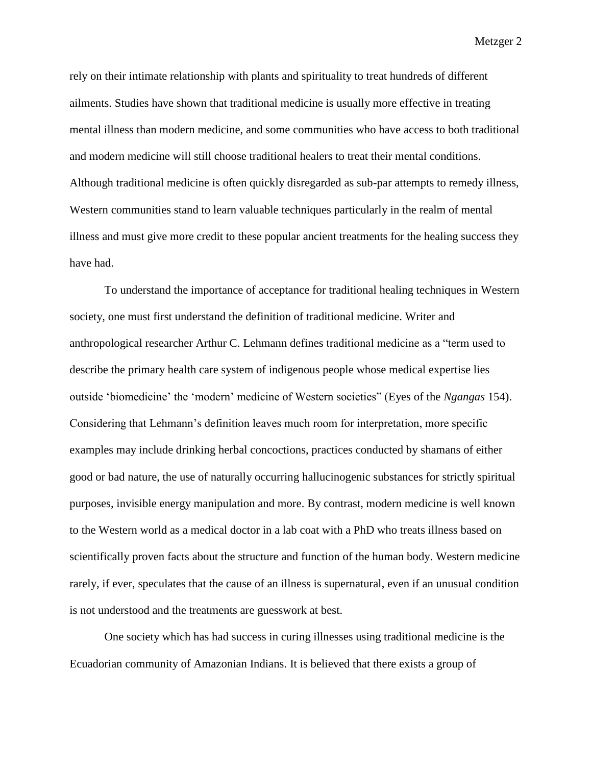rely on their intimate relationship with plants and spirituality to treat hundreds of different ailments. Studies have shown that traditional medicine is usually more effective in treating mental illness than modern medicine, and some communities who have access to both traditional and modern medicine will still choose traditional healers to treat their mental conditions. Although traditional medicine is often quickly disregarded as sub-par attempts to remedy illness, Western communities stand to learn valuable techniques particularly in the realm of mental illness and must give more credit to these popular ancient treatments for the healing success they have had.

To understand the importance of acceptance for traditional healing techniques in Western society, one must first understand the definition of traditional medicine. Writer and anthropological researcher Arthur C. Lehmann defines traditional medicine as a "term used to describe the primary health care system of indigenous people whose medical expertise lies outside 'biomedicine' the 'modern' medicine of Western societies" (Eyes of the *Ngangas* 154). Considering that Lehmann's definition leaves much room for interpretation, more specific examples may include drinking herbal concoctions, practices conducted by shamans of either good or bad nature, the use of naturally occurring hallucinogenic substances for strictly spiritual purposes, invisible energy manipulation and more. By contrast, modern medicine is well known to the Western world as a medical doctor in a lab coat with a PhD who treats illness based on scientifically proven facts about the structure and function of the human body. Western medicine rarely, if ever, speculates that the cause of an illness is supernatural, even if an unusual condition is not understood and the treatments are guesswork at best.

One society which has had success in curing illnesses using traditional medicine is the Ecuadorian community of Amazonian Indians. It is believed that there exists a group of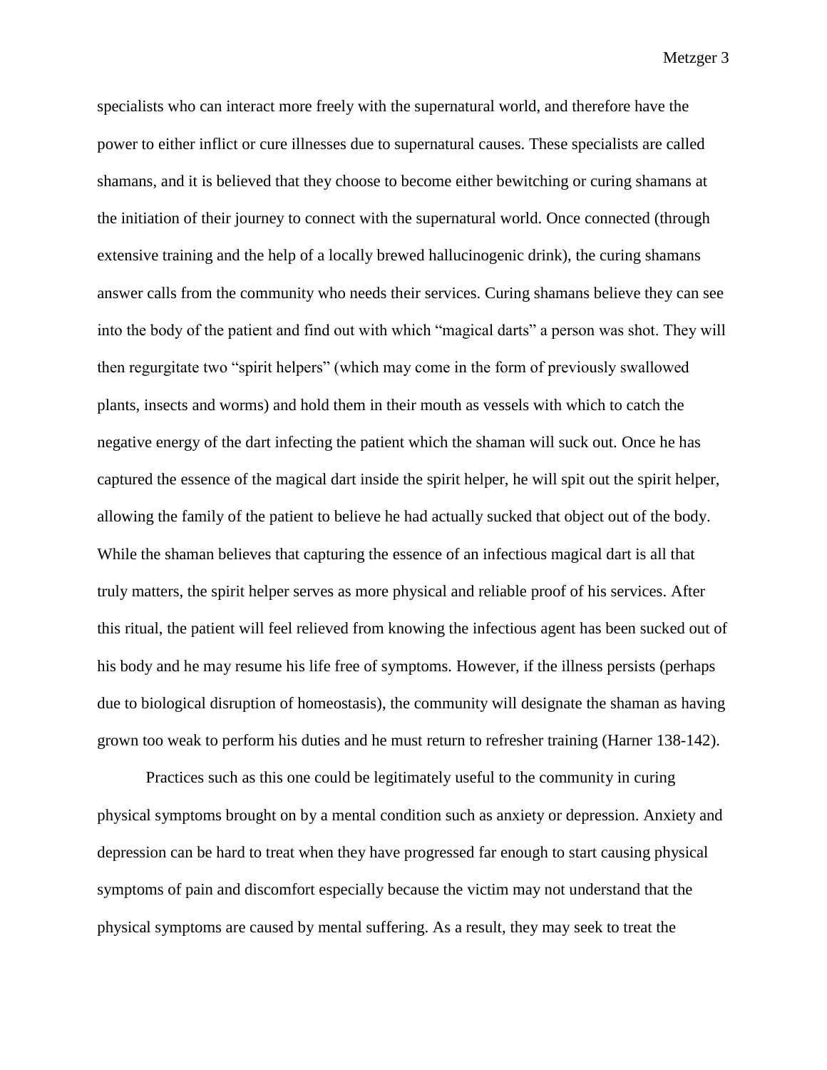specialists who can interact more freely with the supernatural world, and therefore have the power to either inflict or cure illnesses due to supernatural causes. These specialists are called shamans, and it is believed that they choose to become either bewitching or curing shamans at the initiation of their journey to connect with the supernatural world. Once connected (through extensive training and the help of a locally brewed hallucinogenic drink), the curing shamans answer calls from the community who needs their services. Curing shamans believe they can see into the body of the patient and find out with which "magical darts" a person was shot. They will then regurgitate two "spirit helpers" (which may come in the form of previously swallowed plants, insects and worms) and hold them in their mouth as vessels with which to catch the negative energy of the dart infecting the patient which the shaman will suck out. Once he has captured the essence of the magical dart inside the spirit helper, he will spit out the spirit helper, allowing the family of the patient to believe he had actually sucked that object out of the body. While the shaman believes that capturing the essence of an infectious magical dart is all that truly matters, the spirit helper serves as more physical and reliable proof of his services. After this ritual, the patient will feel relieved from knowing the infectious agent has been sucked out of his body and he may resume his life free of symptoms. However, if the illness persists (perhaps due to biological disruption of homeostasis), the community will designate the shaman as having grown too weak to perform his duties and he must return to refresher training (Harner 138-142).

Practices such as this one could be legitimately useful to the community in curing physical symptoms brought on by a mental condition such as anxiety or depression. Anxiety and depression can be hard to treat when they have progressed far enough to start causing physical symptoms of pain and discomfort especially because the victim may not understand that the physical symptoms are caused by mental suffering. As a result, they may seek to treat the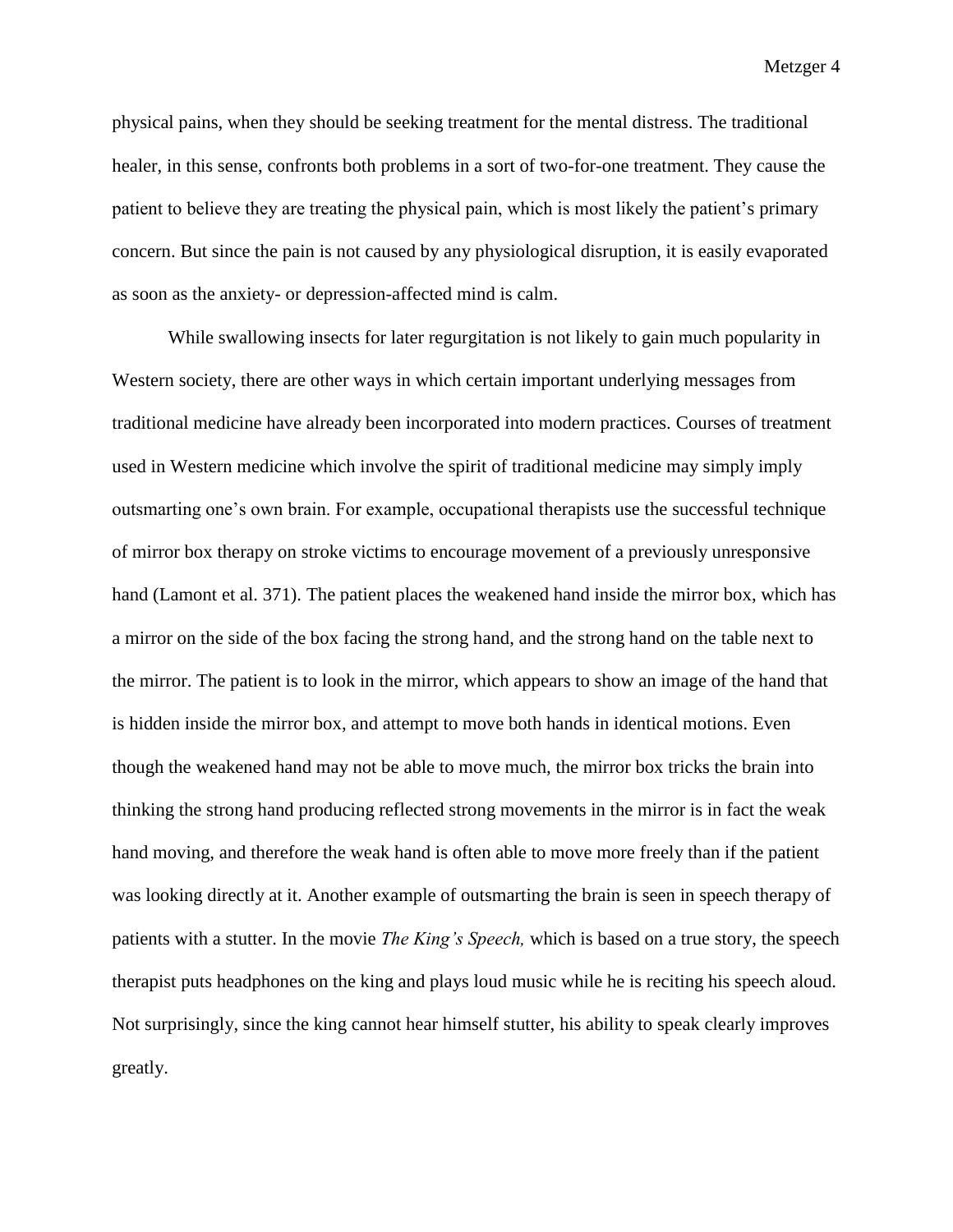physical pains, when they should be seeking treatment for the mental distress. The traditional healer, in this sense, confronts both problems in a sort of two-for-one treatment. They cause the patient to believe they are treating the physical pain, which is most likely the patient's primary concern. But since the pain is not caused by any physiological disruption, it is easily evaporated as soon as the anxiety- or depression-affected mind is calm.

While swallowing insects for later regurgitation is not likely to gain much popularity in Western society, there are other ways in which certain important underlying messages from traditional medicine have already been incorporated into modern practices. Courses of treatment used in Western medicine which involve the spirit of traditional medicine may simply imply outsmarting one's own brain. For example, occupational therapists use the successful technique of mirror box therapy on stroke victims to encourage movement of a previously unresponsive hand (Lamont et al. 371). The patient places the weakened hand inside the mirror box, which has a mirror on the side of the box facing the strong hand, and the strong hand on the table next to the mirror. The patient is to look in the mirror, which appears to show an image of the hand that is hidden inside the mirror box, and attempt to move both hands in identical motions. Even though the weakened hand may not be able to move much, the mirror box tricks the brain into thinking the strong hand producing reflected strong movements in the mirror is in fact the weak hand moving, and therefore the weak hand is often able to move more freely than if the patient was looking directly at it. Another example of outsmarting the brain is seen in speech therapy of patients with a stutter. In the movie *The King's Speech,* which is based on a true story, the speech therapist puts headphones on the king and plays loud music while he is reciting his speech aloud. Not surprisingly, since the king cannot hear himself stutter, his ability to speak clearly improves greatly.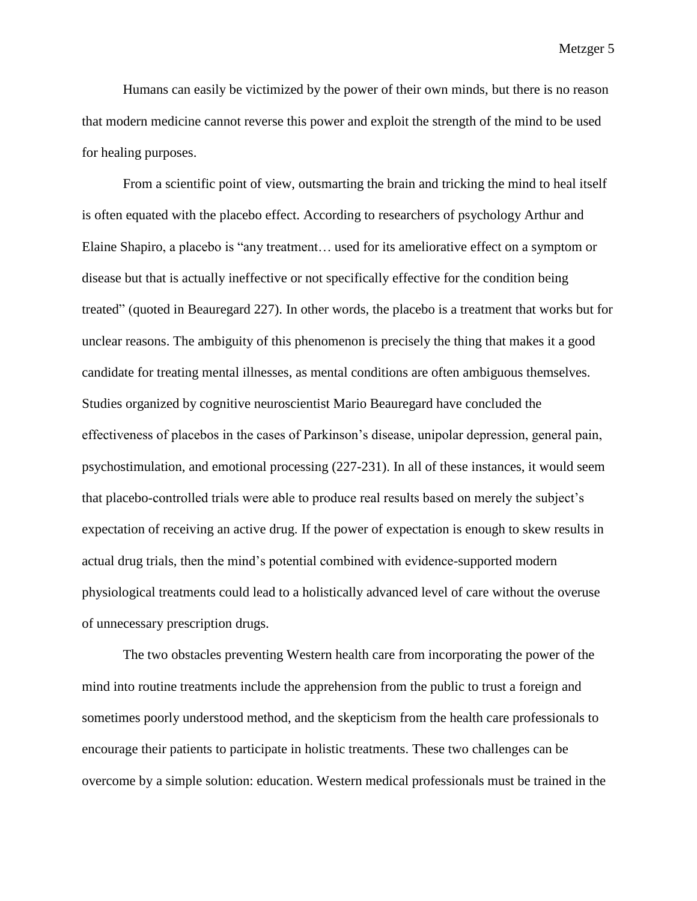Humans can easily be victimized by the power of their own minds, but there is no reason that modern medicine cannot reverse this power and exploit the strength of the mind to be used for healing purposes.

From a scientific point of view, outsmarting the brain and tricking the mind to heal itself is often equated with the placebo effect. According to researchers of psychology Arthur and Elaine Shapiro, a placebo is "any treatment… used for its ameliorative effect on a symptom or disease but that is actually ineffective or not specifically effective for the condition being treated" (quoted in Beauregard 227). In other words, the placebo is a treatment that works but for unclear reasons. The ambiguity of this phenomenon is precisely the thing that makes it a good candidate for treating mental illnesses, as mental conditions are often ambiguous themselves. Studies organized by cognitive neuroscientist Mario Beauregard have concluded the effectiveness of placebos in the cases of Parkinson's disease, unipolar depression, general pain, psychostimulation, and emotional processing (227-231). In all of these instances, it would seem that placebo-controlled trials were able to produce real results based on merely the subject's expectation of receiving an active drug. If the power of expectation is enough to skew results in actual drug trials, then the mind's potential combined with evidence-supported modern physiological treatments could lead to a holistically advanced level of care without the overuse of unnecessary prescription drugs.

The two obstacles preventing Western health care from incorporating the power of the mind into routine treatments include the apprehension from the public to trust a foreign and sometimes poorly understood method, and the skepticism from the health care professionals to encourage their patients to participate in holistic treatments. These two challenges can be overcome by a simple solution: education. Western medical professionals must be trained in the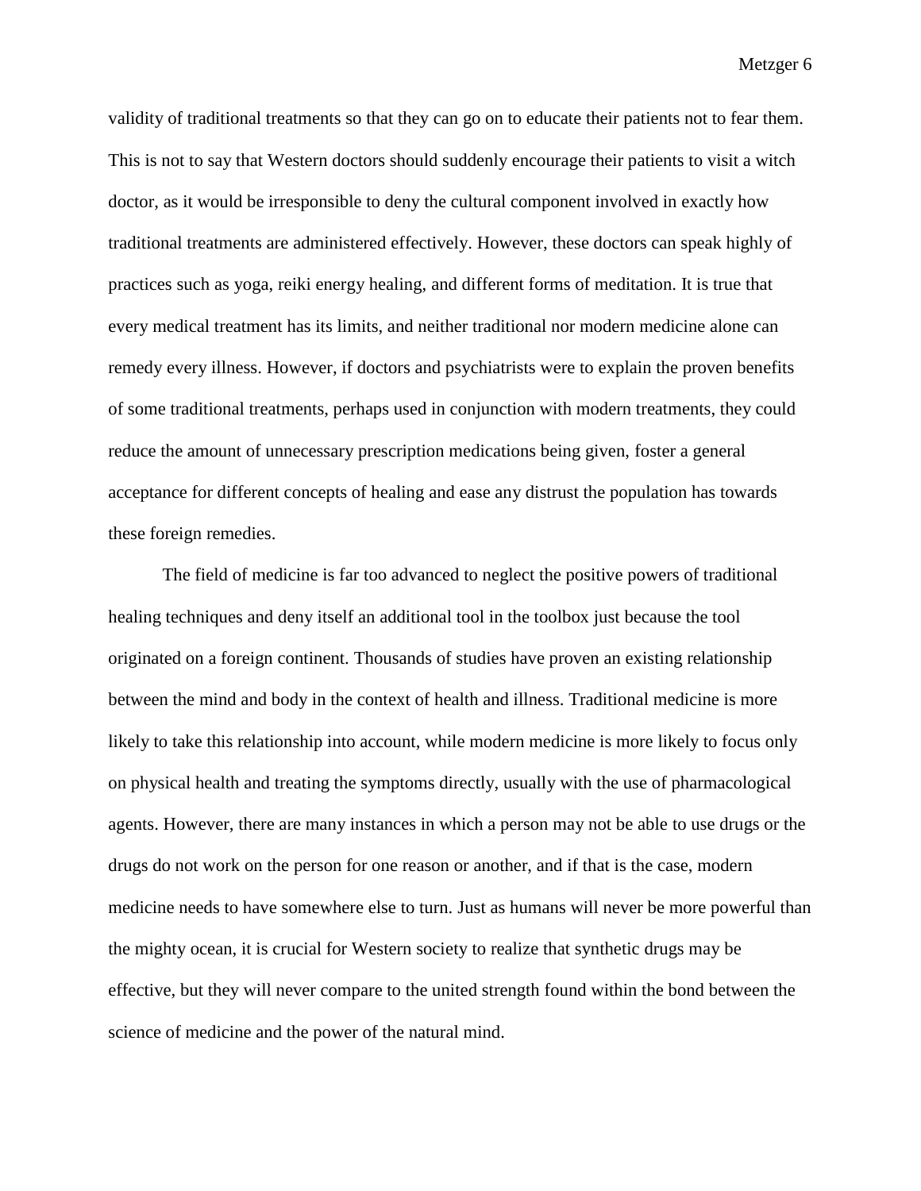validity of traditional treatments so that they can go on to educate their patients not to fear them. This is not to say that Western doctors should suddenly encourage their patients to visit a witch doctor, as it would be irresponsible to deny the cultural component involved in exactly how traditional treatments are administered effectively. However, these doctors can speak highly of practices such as yoga, reiki energy healing, and different forms of meditation. It is true that every medical treatment has its limits, and neither traditional nor modern medicine alone can remedy every illness. However, if doctors and psychiatrists were to explain the proven benefits of some traditional treatments, perhaps used in conjunction with modern treatments, they could reduce the amount of unnecessary prescription medications being given, foster a general acceptance for different concepts of healing and ease any distrust the population has towards these foreign remedies.

The field of medicine is far too advanced to neglect the positive powers of traditional healing techniques and deny itself an additional tool in the toolbox just because the tool originated on a foreign continent. Thousands of studies have proven an existing relationship between the mind and body in the context of health and illness. Traditional medicine is more likely to take this relationship into account, while modern medicine is more likely to focus only on physical health and treating the symptoms directly, usually with the use of pharmacological agents. However, there are many instances in which a person may not be able to use drugs or the drugs do not work on the person for one reason or another, and if that is the case, modern medicine needs to have somewhere else to turn. Just as humans will never be more powerful than the mighty ocean, it is crucial for Western society to realize that synthetic drugs may be effective, but they will never compare to the united strength found within the bond between the science of medicine and the power of the natural mind.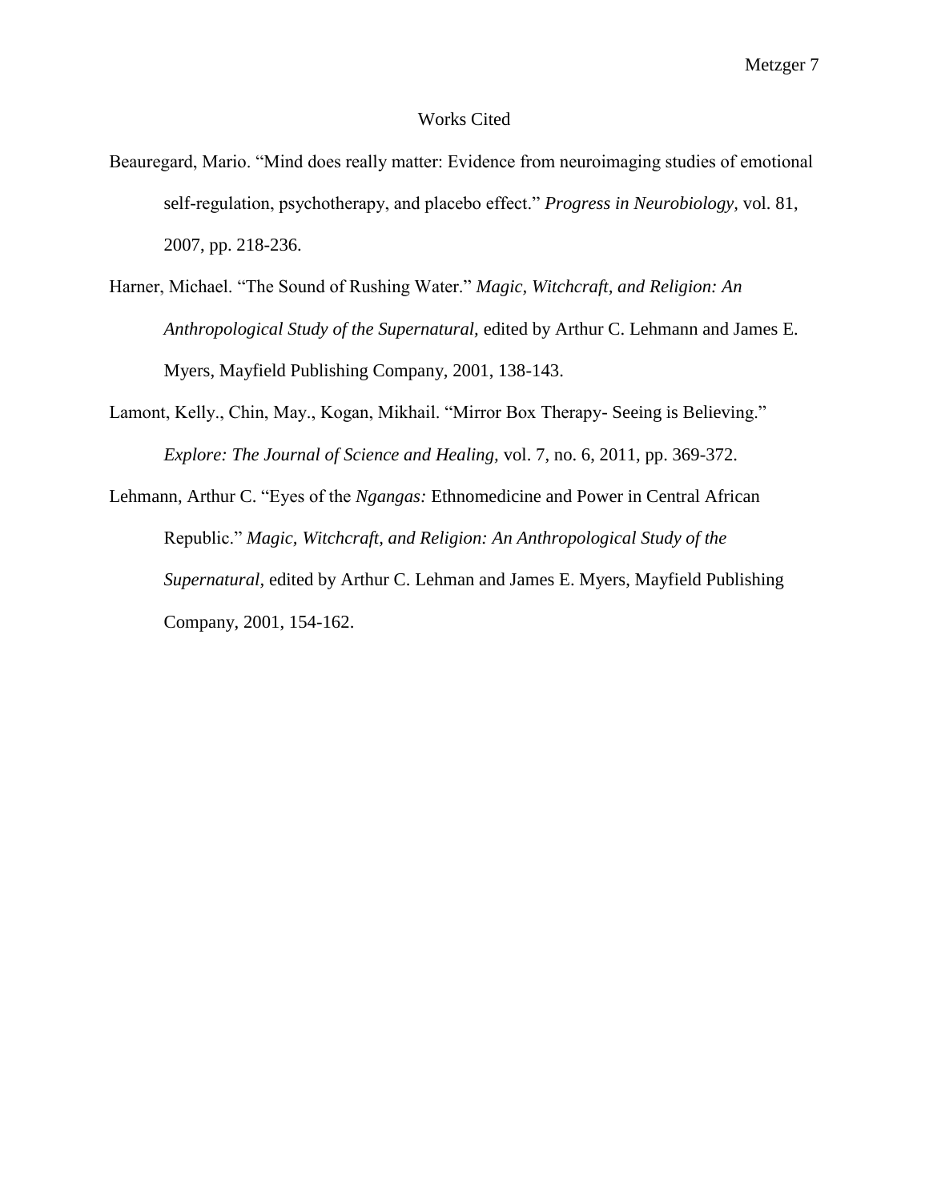# Works Cited

Beauregard, Mario. "Mind does really matter: Evidence from neuroimaging studies of emotional self-regulation, psychotherapy, and placebo effect." *Progress in Neurobiology,* vol. 81, 2007, pp. 218-236.

Harner, Michael. "The Sound of Rushing Water." *Magic, Witchcraft, and Religion: An Anthropological Study of the Supernatural,* edited by Arthur C. Lehmann and James E. Myers, Mayfield Publishing Company, 2001, 138-143.

Lamont, Kelly., Chin, May., Kogan, Mikhail. "Mirror Box Therapy- Seeing is Believing." *Explore: The Journal of Science and Healing,* vol. 7, no. 6, 2011, pp. 369-372.

Lehmann, Arthur C. "Eyes of the *Ngangas:* Ethnomedicine and Power in Central African Republic." *Magic, Witchcraft, and Religion: An Anthropological Study of the Supernatural,* edited by Arthur C. Lehman and James E. Myers, Mayfield Publishing Company, 2001, 154-162.